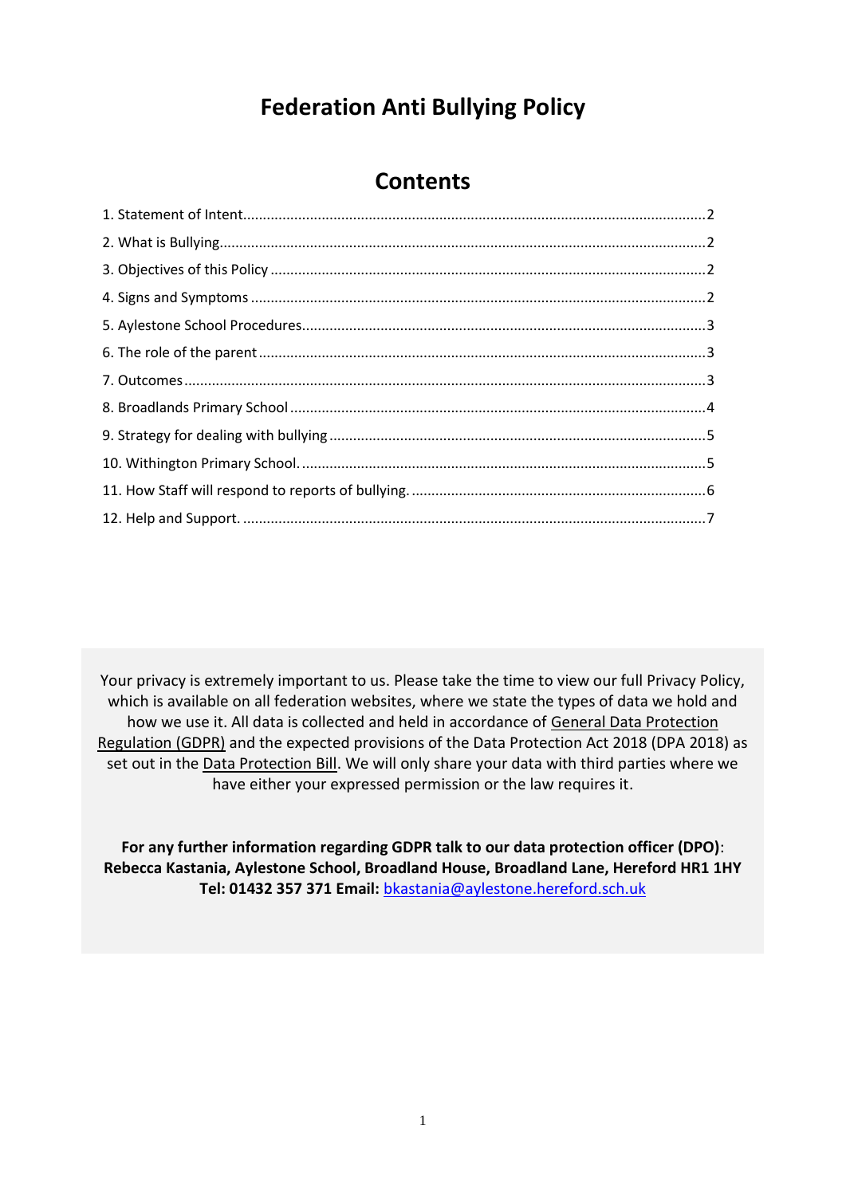# Federation Anti Bullying Policy

## Contents

1. Statement of Intent....................................................................................................................2
2. What is Bullying..........................................................................................................................2
3. Objectives of this Policy .............................................................................................................2
4. Signs and Symptoms ..................................................................................................................2
5. Aylestone School Procedures.....................................................................................................3
6. The role of the parent ................................................................................................................3
7. Outcomes ..................................................................................................................................3
8. Broadlands Primary School ........................................................................................................4
9. Strategy for dealing with bullying ..............................................................................................5
10. Withington Primary School. .....................................................................................................5
11. How Staff will respond to reports of bullying. ..........................................................................6
12. Help and Support. ....................................................................................................................7

Your privacy is extremely important to us. Please take the time to view our full Privacy Policy, which is available on all federation websites, where we state the types of data we hold and how we use it. All data is collected and held in accordance of General Data Protection Regulation (GDPR) and the expected provisions of the Data Protection Act 2018 (DPA 2018) as set out in the Data Protection Bill. We will only share your data with third parties where we have either your expressed permission or the law requires it.

**For any further information regarding GDPR talk to our data protection officer (DPO)**: **Rebecca Kastania, Aylestone School, Broadland House, Broadland Lane, Hereford HR1 1HY Tel: 01432 357 371 Email:** bkastania@aylestone.hereford.sch.uk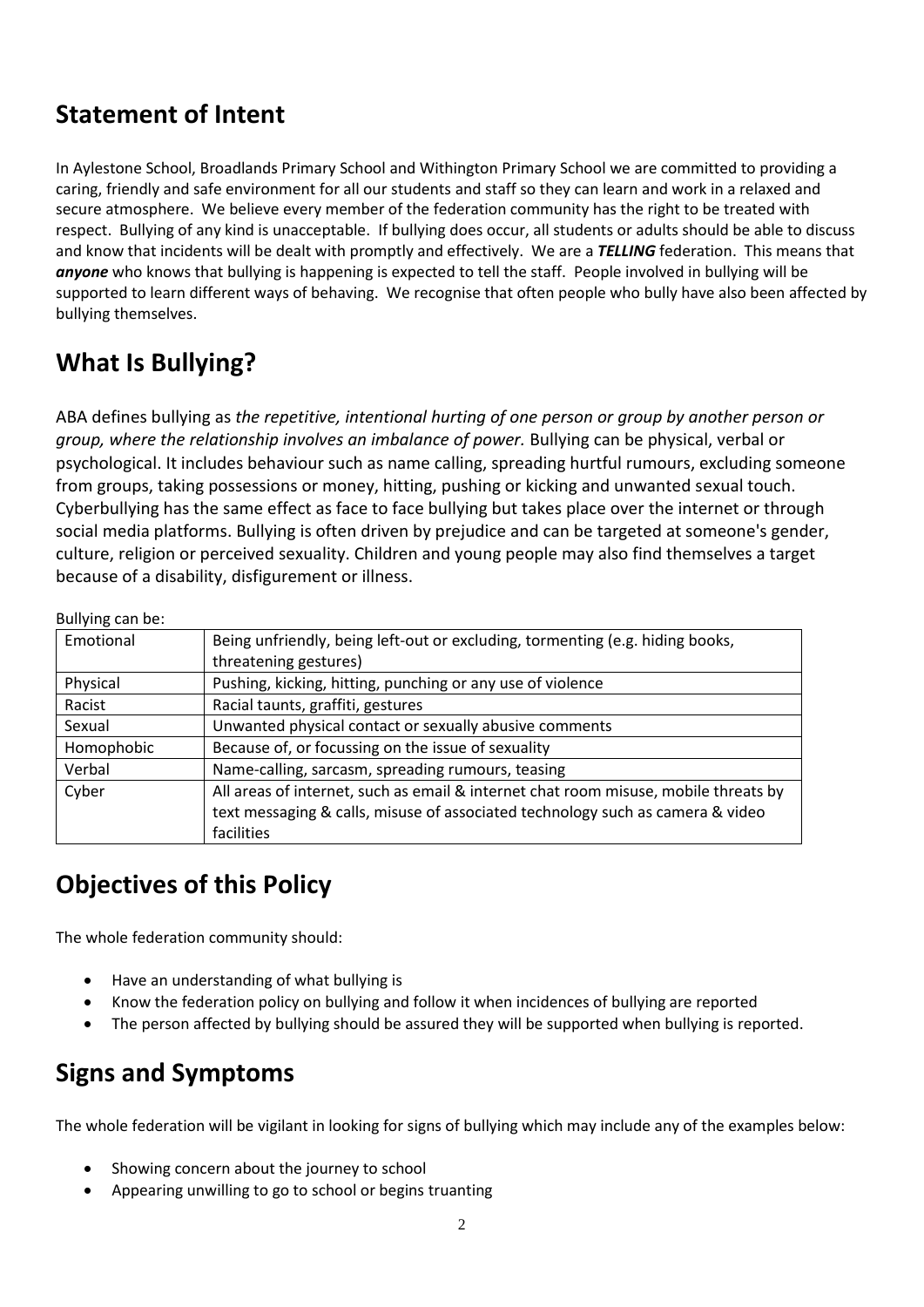## Statement of Intent

In Aylestone School, Broadlands Primary School and Withington Primary School we are committed to providing a caring, friendly and safe environment for all our students and staff so they can learn and work in a relaxed and secure atmosphere. We believe every member of the federation community has the right to be treated with respect. Bullying of any kind is unacceptable. If bullying does occur, all students or adults should be able to discuss and know that incidents will be dealt with promptly and effectively. We are a ***TELLING*** federation. This means that ***anyone*** who knows that bullying is happening is expected to tell the staff. People involved in bullying will be supported to learn different ways of behaving. We recognise that often people who bully have also been affected by bullying themselves.

## What Is Bullying?

ABA defines bullying as *the repetitive, intentional hurting of one person or group by another person or group, where the relationship involves an imbalance of power.* Bullying can be physical, verbal or psychological. It includes behaviour such as name calling, spreading hurtful rumours, excluding someone from groups, taking possessions or money, hitting, pushing or kicking and unwanted sexual touch. Cyberbullying has the same effect as face to face bullying but takes place over the internet or through social media platforms. Bullying is often driven by prejudice and can be targeted at someone's gender, culture, religion or perceived sexuality. Children and young people may also find themselves a target because of a disability, disfigurement or illness.

Bullying can be:

| | |
|---|---|
| Emotional | Being unfriendly, being left-out or excluding, tormenting (e.g. hiding books, threatening gestures) |
| Physical | Pushing, kicking, hitting, punching or any use of violence |
| Racist | Racial taunts, graffiti, gestures |
| Sexual | Unwanted physical contact or sexually abusive comments |
| Homophobic | Because of, or focussing on the issue of sexuality |
| Verbal | Name-calling, sarcasm, spreading rumours, teasing |
| Cyber | All areas of internet, such as email & internet chat room misuse, mobile threats by text messaging & calls, misuse of associated technology such as camera & video facilities |

## Objectives of this Policy

The whole federation community should:

- Have an understanding of what bullying is
- Know the federation policy on bullying and follow it when incidences of bullying are reported
- The person affected by bullying should be assured they will be supported when bullying is reported.

## Signs and Symptoms

The whole federation will be vigilant in looking for signs of bullying which may include any of the examples below:

- Showing concern about the journey to school
- Appearing unwilling to go to school or begins truanting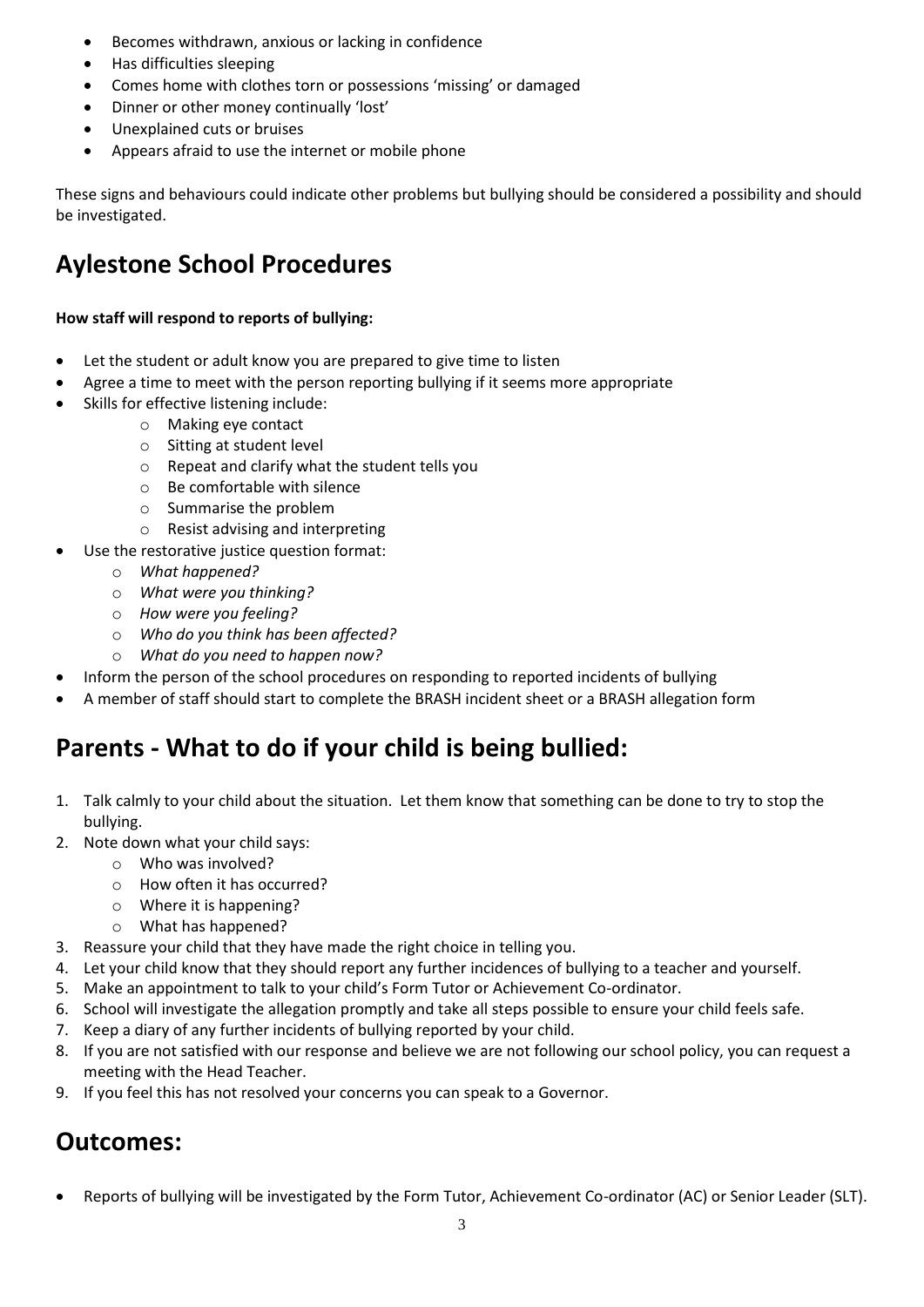- Becomes withdrawn, anxious or lacking in confidence
- Has difficulties sleeping
- Comes home with clothes torn or possessions 'missing' or damaged
- Dinner or other money continually 'lost'
- Unexplained cuts or bruises
- Appears afraid to use the internet or mobile phone

These signs and behaviours could indicate other problems but bullying should be considered a possibility and should be investigated.

## Aylestone School Procedures

**How staff will respond to reports of bullying:**

- Let the student or adult know you are prepared to give time to listen
- Agree a time to meet with the person reporting bullying if it seems more appropriate
- Skills for effective listening include:
  - Making eye contact
  - Sitting at student level
  - Repeat and clarify what the student tells you
  - Be comfortable with silence
  - Summarise the problem
  - Resist advising and interpreting
- Use the restorative justice question format:
  - *What happened?*
  - *What were you thinking?*
  - *How were you feeling?*
  - *Who do you think has been affected?*
  - *What do you need to happen now?*
- Inform the person of the school procedures on responding to reported incidents of bullying
- A member of staff should start to complete the BRASH incident sheet or a BRASH allegation form

## Parents - What to do if your child is being bullied:

1. Talk calmly to your child about the situation. Let them know that something can be done to try to stop the bullying.
2. Note down what your child says:
   - Who was involved?
   - How often it has occurred?
   - Where it is happening?
   - What has happened?
3. Reassure your child that they have made the right choice in telling you.
4. Let your child know that they should report any further incidences of bullying to a teacher and yourself.
5. Make an appointment to talk to your child's Form Tutor or Achievement Co-ordinator.
6. School will investigate the allegation promptly and take all steps possible to ensure your child feels safe.
7. Keep a diary of any further incidents of bullying reported by your child.
8. If you are not satisfied with our response and believe we are not following our school policy, you can request a meeting with the Head Teacher.
9. If you feel this has not resolved your concerns you can speak to a Governor.

## Outcomes:

- Reports of bullying will be investigated by the Form Tutor, Achievement Co-ordinator (AC) or Senior Leader (SLT).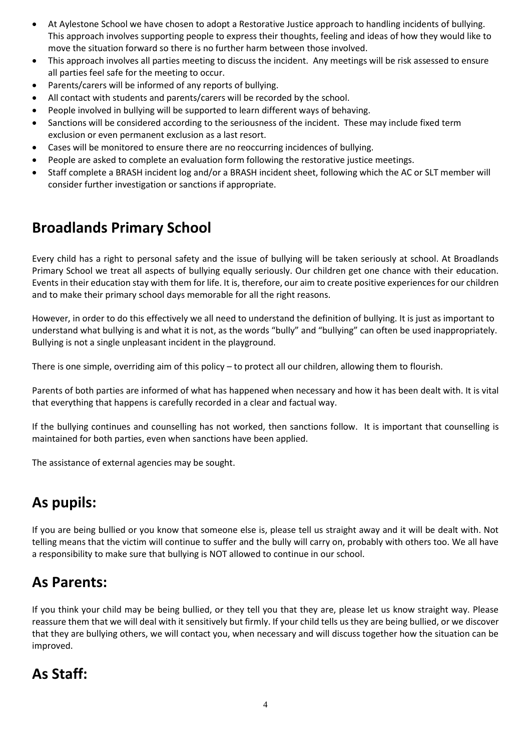- At Aylestone School we have chosen to adopt a Restorative Justice approach to handling incidents of bullying. This approach involves supporting people to express their thoughts, feeling and ideas of how they would like to move the situation forward so there is no further harm between those involved.
- This approach involves all parties meeting to discuss the incident. Any meetings will be risk assessed to ensure all parties feel safe for the meeting to occur.
- Parents/carers will be informed of any reports of bullying.
- All contact with students and parents/carers will be recorded by the school.
- People involved in bullying will be supported to learn different ways of behaving.
- Sanctions will be considered according to the seriousness of the incident. These may include fixed term exclusion or even permanent exclusion as a last resort.
- Cases will be monitored to ensure there are no reoccurring incidences of bullying.
- People are asked to complete an evaluation form following the restorative justice meetings.
- Staff complete a BRASH incident log and/or a BRASH incident sheet, following which the AC or SLT member will consider further investigation or sanctions if appropriate.

## Broadlands Primary School

Every child has a right to personal safety and the issue of bullying will be taken seriously at school. At Broadlands Primary School we treat all aspects of bullying equally seriously. Our children get one chance with their education. Events in their education stay with them for life. It is, therefore, our aim to create positive experiences for our children and to make their primary school days memorable for all the right reasons.

However, in order to do this effectively we all need to understand the definition of bullying. It is just as important to understand what bullying is and what it is not, as the words "bully" and "bullying" can often be used inappropriately. Bullying is not a single unpleasant incident in the playground.

There is one simple, overriding aim of this policy – to protect all our children, allowing them to flourish.

Parents of both parties are informed of what has happened when necessary and how it has been dealt with. It is vital that everything that happens is carefully recorded in a clear and factual way.

If the bullying continues and counselling has not worked, then sanctions follow. It is important that counselling is maintained for both parties, even when sanctions have been applied.

The assistance of external agencies may be sought.

## As pupils:

If you are being bullied or you know that someone else is, please tell us straight away and it will be dealt with. Not telling means that the victim will continue to suffer and the bully will carry on, probably with others too. We all have a responsibility to make sure that bullying is NOT allowed to continue in our school.

## As Parents:

If you think your child may be being bullied, or they tell you that they are, please let us know straight way. Please reassure them that we will deal with it sensitively but firmly. If your child tells us they are being bullied, or we discover that they are bullying others, we will contact you, when necessary and will discuss together how the situation can be improved.

## As Staff: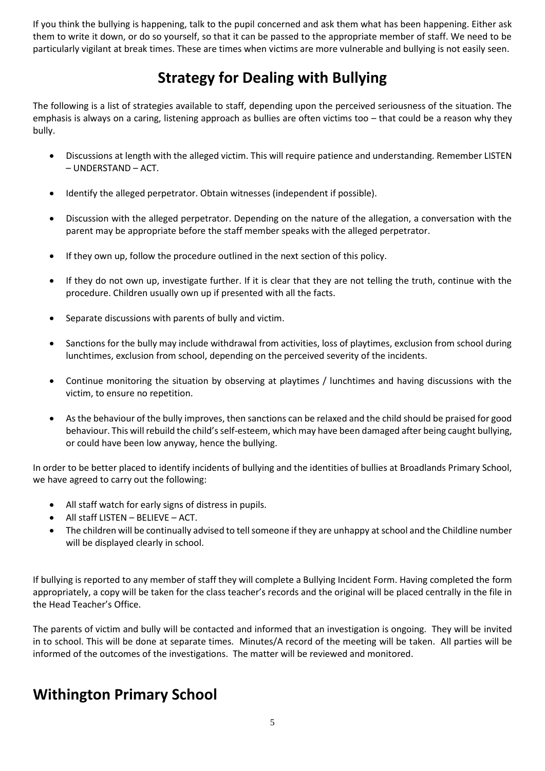If you think the bullying is happening, talk to the pupil concerned and ask them what has been happening. Either ask them to write it down, or do so yourself, so that it can be passed to the appropriate member of staff. We need to be particularly vigilant at break times. These are times when victims are more vulnerable and bullying is not easily seen.

## Strategy for Dealing with Bullying

The following is a list of strategies available to staff, depending upon the perceived seriousness of the situation. The emphasis is always on a caring, listening approach as bullies are often victims too – that could be a reason why they bully.

- Discussions at length with the alleged victim. This will require patience and understanding. Remember LISTEN – UNDERSTAND – ACT.
- Identify the alleged perpetrator. Obtain witnesses (independent if possible).
- Discussion with the alleged perpetrator. Depending on the nature of the allegation, a conversation with the parent may be appropriate before the staff member speaks with the alleged perpetrator.
- If they own up, follow the procedure outlined in the next section of this policy.
- If they do not own up, investigate further. If it is clear that they are not telling the truth, continue with the procedure. Children usually own up if presented with all the facts.
- Separate discussions with parents of bully and victim.
- Sanctions for the bully may include withdrawal from activities, loss of playtimes, exclusion from school during lunchtimes, exclusion from school, depending on the perceived severity of the incidents.
- Continue monitoring the situation by observing at playtimes / lunchtimes and having discussions with the victim, to ensure no repetition.
- As the behaviour of the bully improves, then sanctions can be relaxed and the child should be praised for good behaviour. This will rebuild the child's self-esteem, which may have been damaged after being caught bullying, or could have been low anyway, hence the bullying.

In order to be better placed to identify incidents of bullying and the identities of bullies at Broadlands Primary School, we have agreed to carry out the following:

- All staff watch for early signs of distress in pupils.
- All staff LISTEN – BELIEVE – ACT.
- The children will be continually advised to tell someone if they are unhappy at school and the Childline number will be displayed clearly in school.

If bullying is reported to any member of staff they will complete a Bullying Incident Form. Having completed the form appropriately, a copy will be taken for the class teacher's records and the original will be placed centrally in the file in the Head Teacher's Office.

The parents of victim and bully will be contacted and informed that an investigation is ongoing. They will be invited in to school. This will be done at separate times. Minutes/A record of the meeting will be taken. All parties will be informed of the outcomes of the investigations. The matter will be reviewed and monitored.

# Withington Primary School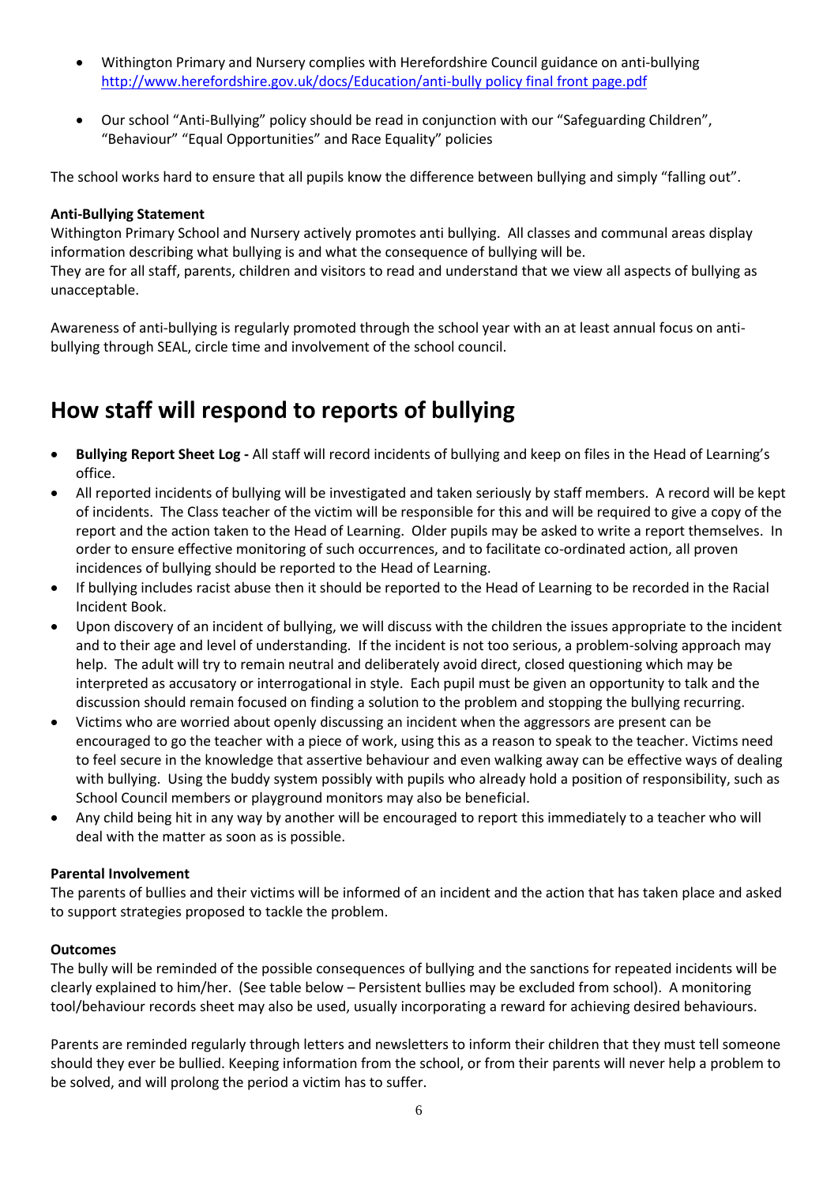- Withington Primary and Nursery complies with Herefordshire Council guidance on anti-bullying http://www.herefordshire.gov.uk/docs/Education/anti-bully policy final front page.pdf

- Our school "Anti-Bullying" policy should be read in conjunction with our "Safeguarding Children", "Behaviour" "Equal Opportunities" and Race Equality" policies

The school works hard to ensure that all pupils know the difference between bullying and simply "falling out".

**Anti-Bullying Statement**

Withington Primary School and Nursery actively promotes anti bullying. All classes and communal areas display information describing what bullying is and what the consequence of bullying will be.
They are for all staff, parents, children and visitors to read and understand that we view all aspects of bullying as unacceptable.

Awareness of anti-bullying is regularly promoted through the school year with an at least annual focus on anti-bullying through SEAL, circle time and involvement of the school council.

## How staff will respond to reports of bullying

- **Bullying Report Sheet Log -** All staff will record incidents of bullying and keep on files in the Head of Learning's office.
- All reported incidents of bullying will be investigated and taken seriously by staff members. A record will be kept of incidents. The Class teacher of the victim will be responsible for this and will be required to give a copy of the report and the action taken to the Head of Learning. Older pupils may be asked to write a report themselves. In order to ensure effective monitoring of such occurrences, and to facilitate co-ordinated action, all proven incidences of bullying should be reported to the Head of Learning.
- If bullying includes racist abuse then it should be reported to the Head of Learning to be recorded in the Racial Incident Book.
- Upon discovery of an incident of bullying, we will discuss with the children the issues appropriate to the incident and to their age and level of understanding. If the incident is not too serious, a problem-solving approach may help. The adult will try to remain neutral and deliberately avoid direct, closed questioning which may be interpreted as accusatory or interrogational in style. Each pupil must be given an opportunity to talk and the discussion should remain focused on finding a solution to the problem and stopping the bullying recurring.
- Victims who are worried about openly discussing an incident when the aggressors are present can be encouraged to go the teacher with a piece of work, using this as a reason to speak to the teacher. Victims need to feel secure in the knowledge that assertive behaviour and even walking away can be effective ways of dealing with bullying. Using the buddy system possibly with pupils who already hold a position of responsibility, such as School Council members or playground monitors may also be beneficial.
- Any child being hit in any way by another will be encouraged to report this immediately to a teacher who will deal with the matter as soon as is possible.

**Parental Involvement**

The parents of bullies and their victims will be informed of an incident and the action that has taken place and asked to support strategies proposed to tackle the problem.

**Outcomes**

The bully will be reminded of the possible consequences of bullying and the sanctions for repeated incidents will be clearly explained to him/her. (See table below – Persistent bullies may be excluded from school). A monitoring tool/behaviour records sheet may also be used, usually incorporating a reward for achieving desired behaviours.

Parents are reminded regularly through letters and newsletters to inform their children that they must tell someone should they ever be bullied. Keeping information from the school, or from their parents will never help a problem to be solved, and will prolong the period a victim has to suffer.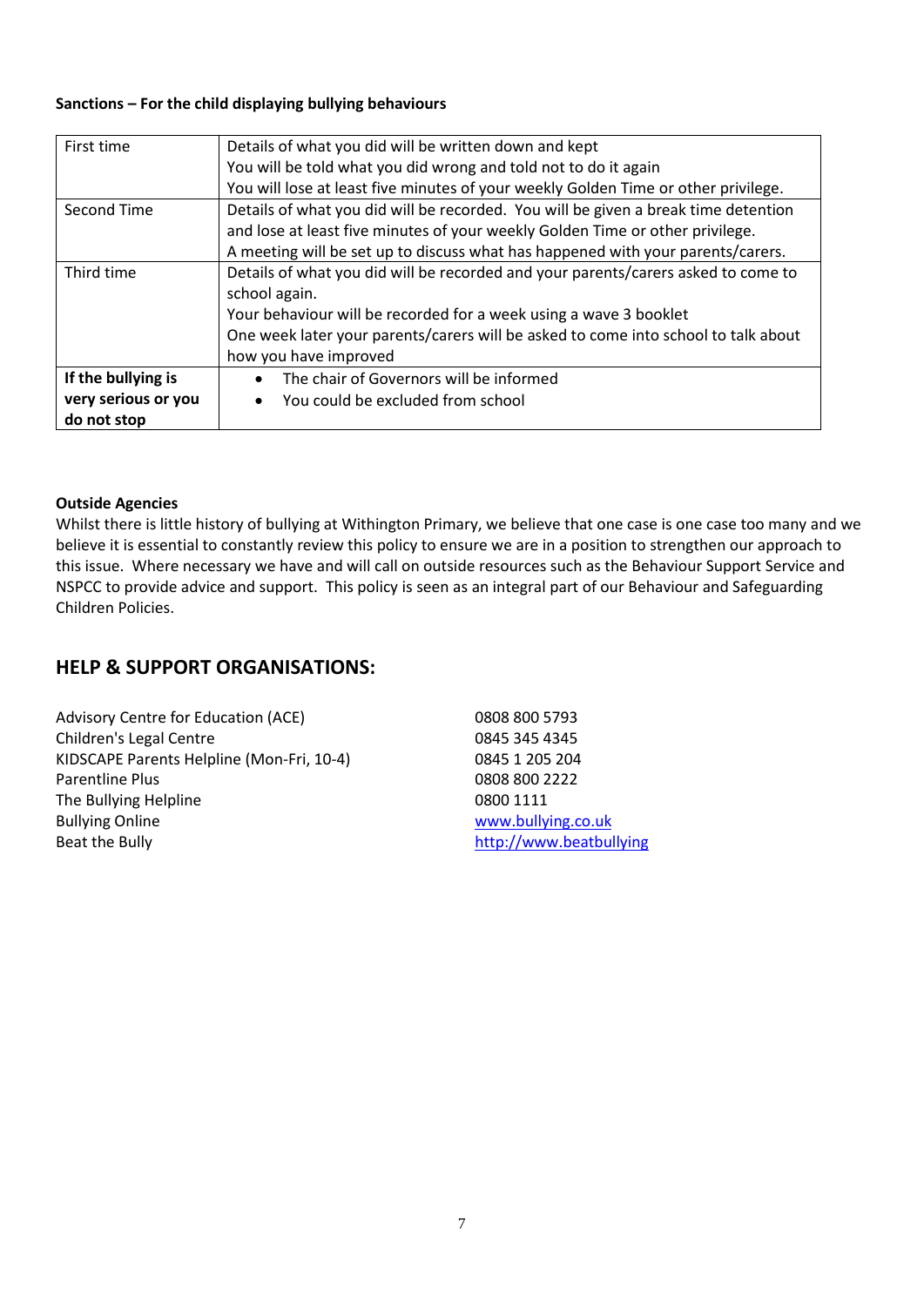**Sanctions – For the child displaying bullying behaviours**

| | |
|---|---|
| First time | Details of what you did will be written down and kept<br>You will be told what you did wrong and told not to do it again<br>You will lose at least five minutes of your weekly Golden Time or other privilege. |
| Second Time | Details of what you did will be recorded. You will be given a break time detention and lose at least five minutes of your weekly Golden Time or other privilege.<br>A meeting will be set up to discuss what has happened with your parents/carers. |
| Third time | Details of what you did will be recorded and your parents/carers asked to come to school again.<br>Your behaviour will be recorded for a week using a wave 3 booklet<br>One week later your parents/carers will be asked to come into school to talk about how you have improved |
| **If the bullying is very serious or you do not stop** | • The chair of Governors will be informed<br>• You could be excluded from school |

**Outside Agencies**

Whilst there is little history of bullying at Withington Primary, we believe that one case is one case too many and we believe it is essential to constantly review this policy to ensure we are in a position to strengthen our approach to this issue. Where necessary we have and will call on outside resources such as the Behaviour Support Service and NSPCC to provide advice and support. This policy is seen as an integral part of our Behaviour and Safeguarding Children Policies.

## HELP & SUPPORT ORGANISATIONS:

| | |
|---|---|
| Advisory Centre for Education (ACE) | 0808 800 5793 |
| Children's Legal Centre | 0845 345 4345 |
| KIDSCAPE Parents Helpline (Mon-Fri, 10-4) | 0845 1 205 204 |
| Parentline Plus | 0808 800 2222 |
| The Bullying Helpline | 0800 1111 |
| Bullying Online | www.bullying.co.uk |
| Beat the Bully | http://www.beatbullying |